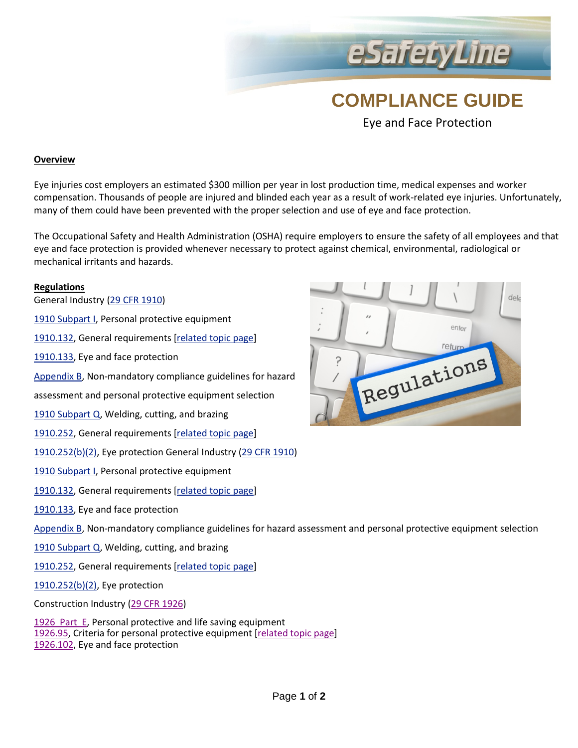eSafetyLine

# COMPLIANCE GUIDE

Eye and Face Protection

## Overview

Eye injuries cost employers an estimated $300 million per year in lost production time, medical expenses and worker compensation. Thousands of people are injured and blinded each year as a result of work-related eye injuries. Unfortunately, many of them could have been prevented with the proper selection and use of eye and face protection.

The Occupational Safety and Health Administration (OSHA) require employers to ensure the safety of all employees and that eye and face protection is provided whenever necessary to protect against chemical, environmental, radiological or mechanical irritants and hazards.

## Regulations

General Industry (29 CFR 1910)

1910 Subpart I, Personal protective equipment

1910.132, General requirements [related topic page]

1910.133, Eye and face protection

Appendix B, Non-mandatory compliance guidelines for hazard assessment and personal protective equipment selection

1910 Subpart Q, Welding, cutting, and brazing

1910.252, General requirements [related topic page]

1910.252(b)(2), Eye protection General Industry (29 CFR 1910)

1910 Subpart I, Personal protective equipment

1910.132, General requirements [related topic page]

1910.133, Eye and face protection

Appendix B, Non-mandatory compliance guidelines for hazard assessment and personal protective equipment selection

1910 Subpart Q, Welding, cutting, and brazing

1910.252, General requirements [related topic page]

1910.252(b)(2), Eye protection

Construction Industry (29 CFR 1926)

1926 Part E, Personal protective and life saving equipment
1926.95, Criteria for personal protective equipment [related topic page]
1926.102, Eye and face protection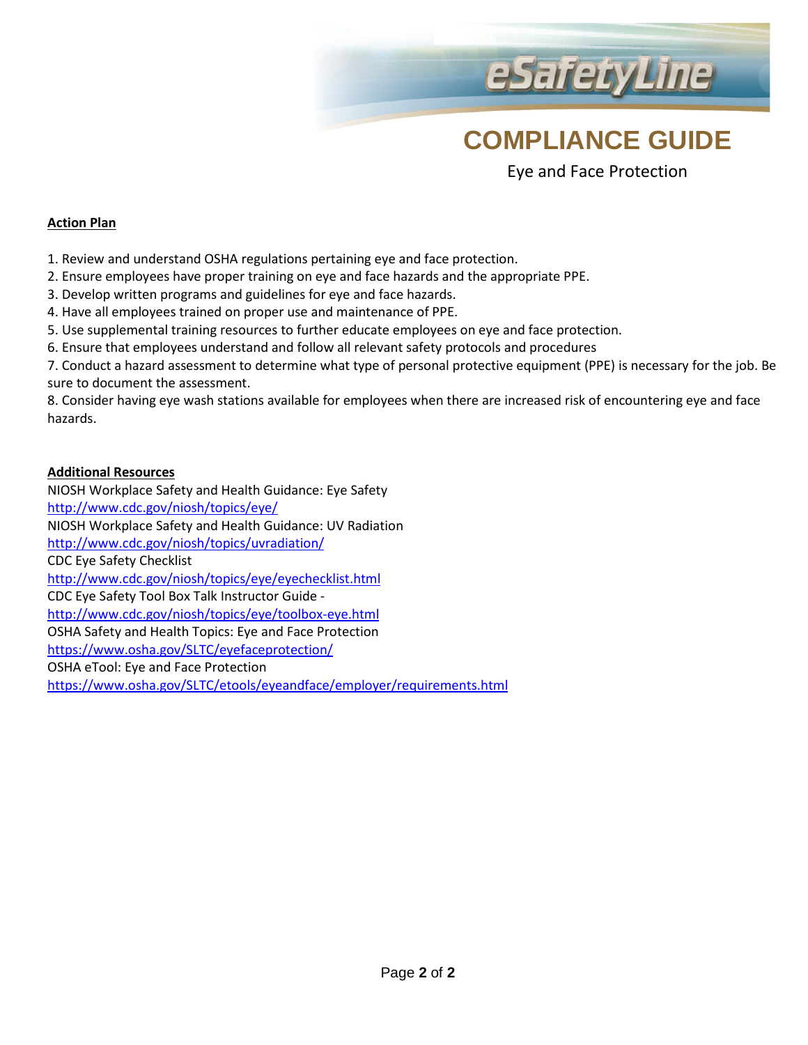# COMPLIANCE GUIDE

Eye and Face Protection

**Action Plan**

1. Review and understand OSHA regulations pertaining eye and face protection.
2. Ensure employees have proper training on eye and face hazards and the appropriate PPE.
3. Develop written programs and guidelines for eye and face hazards.
4. Have all employees trained on proper use and maintenance of PPE.
5. Use supplemental training resources to further educate employees on eye and face protection.
6. Ensure that employees understand and follow all relevant safety protocols and procedures
7. Conduct a hazard assessment to determine what type of personal protective equipment (PPE) is necessary for the job. Be sure to document the assessment.
8. Consider having eye wash stations available for employees when there are increased risk of encountering eye and face hazards.

**Additional Resources**

NIOSH Workplace Safety and Health Guidance: Eye Safety
http://www.cdc.gov/niosh/topics/eye/
NIOSH Workplace Safety and Health Guidance: UV Radiation
http://www.cdc.gov/niosh/topics/uvradiation/
CDC Eye Safety Checklist
http://www.cdc.gov/niosh/topics/eye/eyechecklist.html
CDC Eye Safety Tool Box Talk Instructor Guide -
http://www.cdc.gov/niosh/topics/eye/toolbox-eye.html
OSHA Safety and Health Topics: Eye and Face Protection
https://www.osha.gov/SLTC/eyefaceprotection/
OSHA eTool: Eye and Face Protection
https://www.osha.gov/SLTC/etools/eyeandface/employer/requirements.html